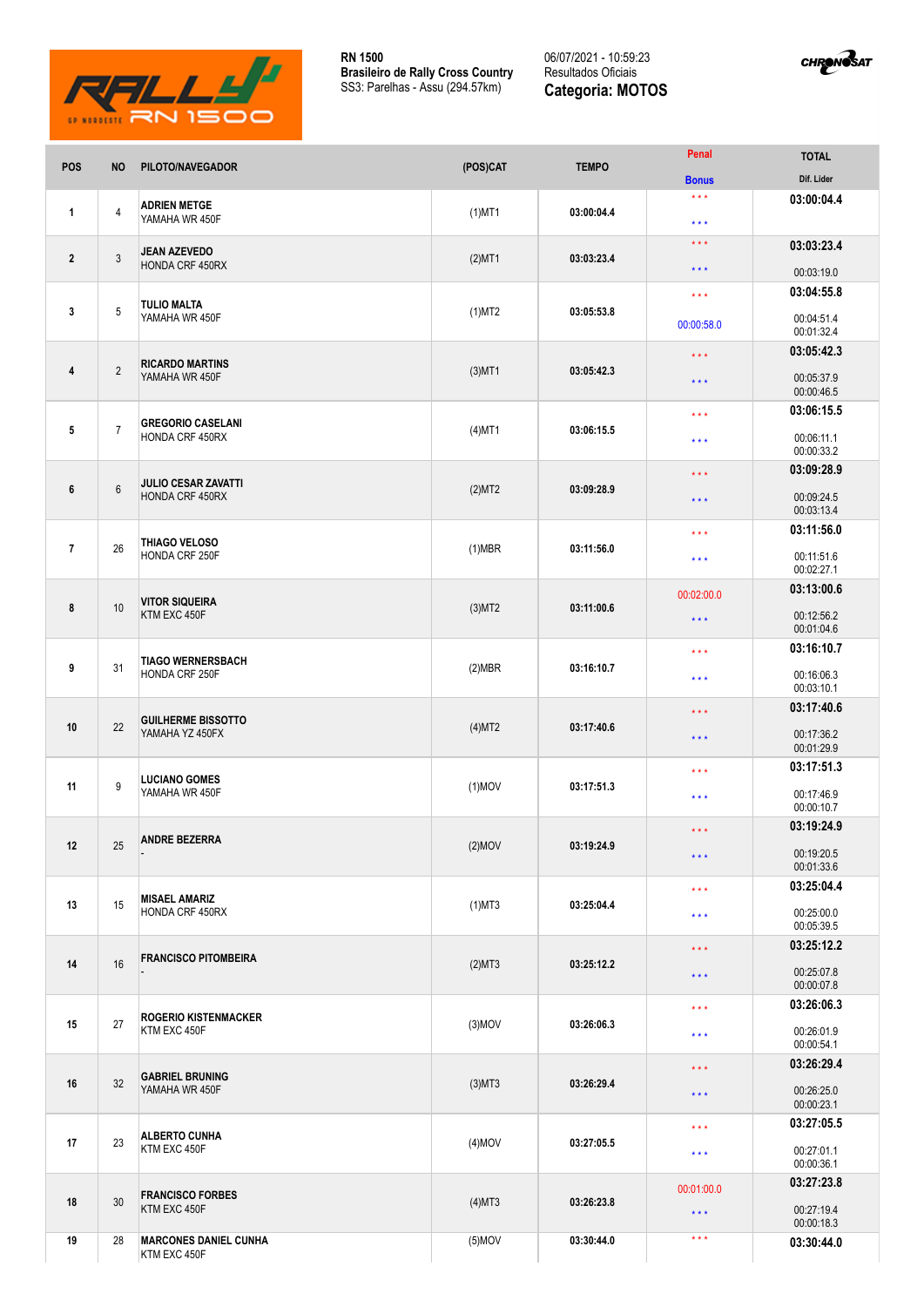**RN 1500**
**Brasileiro de Rally Cross Country**
SS3: Parelhas - Assu (294.57km)

06/07/2021 - 10:59:23
Resultados Oficiais
**Categoria: MOTOS**

| POS | NO | PILOTO/NAVEGADOR | (POS)CAT | TEMPO | Penal / Bonus | TOTAL / Dif. Lider |
|---|---|---|---|---|---|---|
| 1 | 4 | **ADRIEN METGE** YAMAHA WR 450F | (1)MT1 | 03:00:04.4 | \*\*\* / \*\*\* | **03:00:04.4** |
| 2 | 3 | **JEAN AZEVEDO** HONDA CRF 450RX | (2)MT1 | 03:03:23.4 | \*\*\* / \*\*\* | **03:03:23.4** 00:03:19.0 |
| 3 | 5 | **TULIO MALTA** YAMAHA WR 450F | (1)MT2 | 03:05:53.8 | \*\*\* / 00:00:58.0 | **03:04:55.8** 00:04:51.4 00:01:32.4 |
| 4 | 2 | **RICARDO MARTINS** YAMAHA WR 450F | (3)MT1 | 03:05:42.3 | \*\*\* / \*\*\* | **03:05:42.3** 00:05:37.9 00:00:46.5 |
| 5 | 7 | **GREGORIO CASELANI** HONDA CRF 450RX | (4)MT1 | 03:06:15.5 | \*\*\* / \*\*\* | **03:06:15.5** 00:06:11.1 00:00:33.2 |
| 6 | 6 | **JULIO CESAR ZAVATTI** HONDA CRF 450RX | (2)MT2 | 03:09:28.9 | \*\*\* / \*\*\* | **03:09:28.9** 00:09:24.5 00:03:13.4 |
| 7 | 26 | **THIAGO VELOSO** HONDA CRF 250F | (1)MBR | 03:11:56.0 | \*\*\* / \*\*\* | **03:11:56.0** 00:11:51.6 00:02:27.1 |
| 8 | 10 | **VITOR SIQUEIRA** KTM EXC 450F | (3)MT2 | 03:11:00.6 | 00:02:00.0 / \*\*\* | **03:13:00.6** 00:12:56.2 00:01:04.6 |
| 9 | 31 | **TIAGO WERNERSBACH** HONDA CRF 250F | (2)MBR | 03:16:10.7 | \*\*\* / \*\*\* | **03:16:10.7** 00:16:06.3 00:03:10.1 |
| 10 | 22 | **GUILHERME BISSOTTO** YAMAHA YZ 450FX | (4)MT2 | 03:17:40.6 | \*\*\* / \*\*\* | **03:17:40.6** 00:17:36.2 00:01:29.9 |
| 11 | 9 | **LUCIANO GOMES** YAMAHA WR 450F | (1)MOV | 03:17:51.3 | \*\*\* / \*\*\* | **03:17:51.3** 00:17:46.9 00:00:10.7 |
| 12 | 25 | **ANDRE BEZERRA** - | (2)MOV | 03:19:24.9 | \*\*\* / \*\*\* | **03:19:24.9** 00:19:20.5 00:01:33.6 |
| 13 | 15 | **MISAEL AMARIZ** HONDA CRF 450RX | (1)MT3 | 03:25:04.4 | \*\*\* / \*\*\* | **03:25:04.4** 00:25:00.0 00:05:39.5 |
| 14 | 16 | **FRANCISCO PITOMBEIRA** - | (2)MT3 | 03:25:12.2 | \*\*\* / \*\*\* | **03:25:12.2** 00:25:07.8 00:00:07.8 |
| 15 | 27 | **ROGERIO KISTENMACKER** KTM EXC 450F | (3)MOV | 03:26:06.3 | \*\*\* / \*\*\* | **03:26:06.3** 00:26:01.9 00:00:54.1 |
| 16 | 32 | **GABRIEL BRUNING** YAMAHA WR 450F | (3)MT3 | 03:26:29.4 | \*\*\* / \*\*\* | **03:26:29.4** 00:26:25.0 00:00:23.1 |
| 17 | 23 | **ALBERTO CUNHA** KTM EXC 450F | (4)MOV | 03:27:05.5 | \*\*\* / \*\*\* | **03:27:05.5** 00:27:01.1 00:00:36.1 |
| 18 | 30 | **FRANCISCO FORBES** KTM EXC 450F | (4)MT3 | 03:26:23.8 | 00:01:00.0 / \*\*\* | **03:27:23.8** 00:27:19.4 00:00:18.3 |
| 19 | 28 | **MARCONES DANIEL CUNHA** KTM EXC 450F | (5)MOV | 03:30:44.0 | \*\*\* | **03:30:44.0** |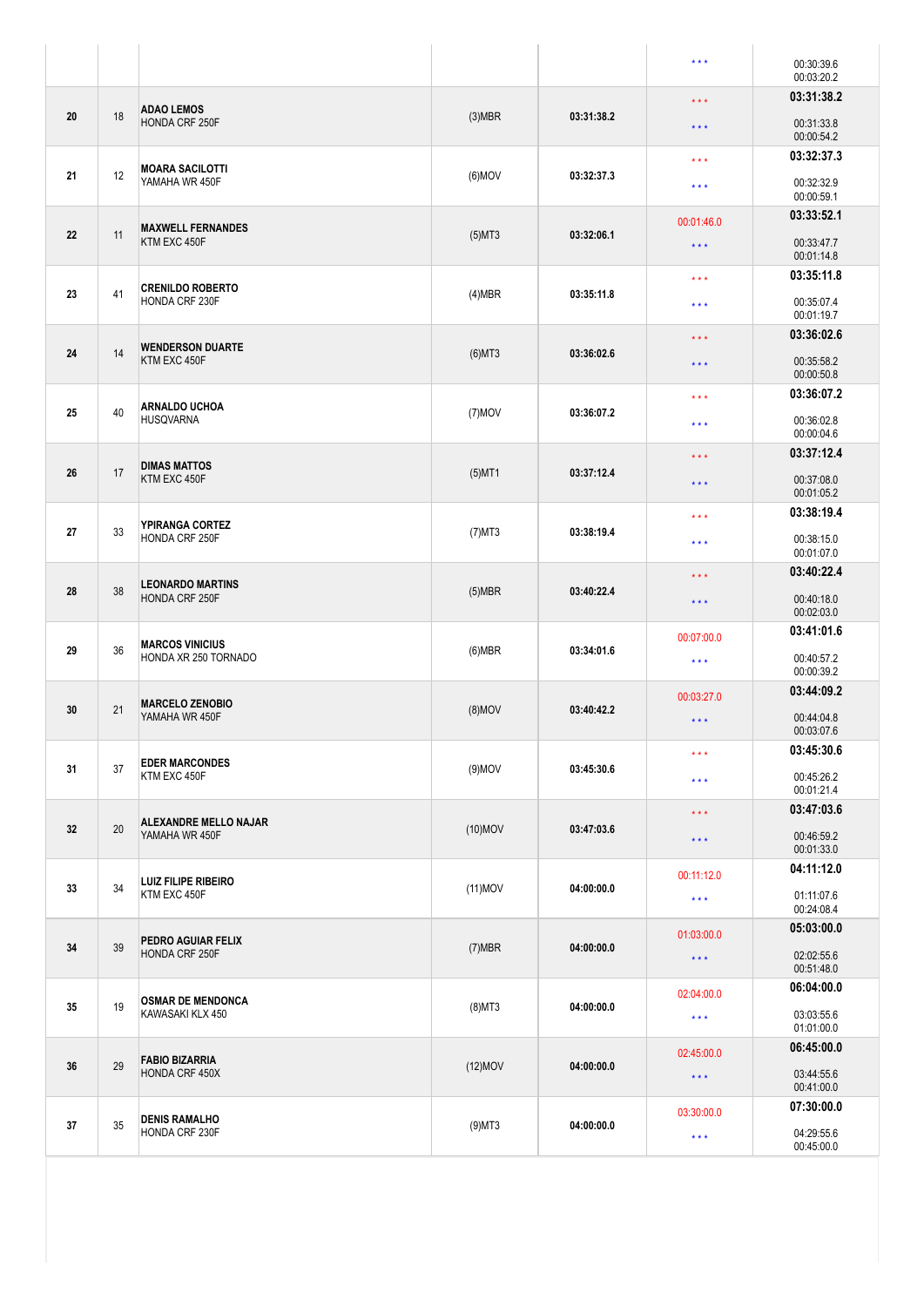| | | | | | | |
|---|---|---|---|---|---|---|
| | | | | | *** | 00:30:39.6<br>00:03:20.2 |
| 20 | 18 | **ADAO LEMOS**<br>HONDA CRF 250F | (3)MBR | 03:31:38.2 | ***<br>*** | **03:31:38.2**<br>00:31:33.8<br>00:00:54.2 |
| 21 | 12 | **MOARA SACILOTTI**<br>YAMAHA WR 450F | (6)MOV | 03:32:37.3 | ***<br>*** | **03:32:37.3**<br>00:32:32.9<br>00:00:59.1 |
| 22 | 11 | **MAXWELL FERNANDES**<br>KTM EXC 450F | (5)MT3 | 03:32:06.1 | 00:01:46.0<br>*** | **03:33:52.1**<br>00:33:47.7<br>00:01:14.8 |
| 23 | 41 | **CRENILDO ROBERTO**<br>HONDA CRF 230F | (4)MBR | 03:35:11.8 | ***<br>*** | **03:35:11.8**<br>00:35:07.4<br>00:01:19.7 |
| 24 | 14 | **WENDERSON DUARTE**<br>KTM EXC 450F | (6)MT3 | 03:36:02.6 | ***<br>*** | **03:36:02.6**<br>00:35:58.2<br>00:00:50.8 |
| 25 | 40 | **ARNALDO UCHOA**<br>HUSQVARNA | (7)MOV | 03:36:07.2 | ***<br>*** | **03:36:07.2**<br>00:36:02.8<br>00:00:04.6 |
| 26 | 17 | **DIMAS MATTOS**<br>KTM EXC 450F | (5)MT1 | 03:37:12.4 | ***<br>*** | **03:37:12.4**<br>00:37:08.0<br>00:01:05.2 |
| 27 | 33 | **YPIRANGA CORTEZ**<br>HONDA CRF 250F | (7)MT3 | 03:38:19.4 | ***<br>*** | **03:38:19.4**<br>00:38:15.0<br>00:01:07.0 |
| 28 | 38 | **LEONARDO MARTINS**<br>HONDA CRF 250F | (5)MBR | 03:40:22.4 | ***<br>*** | **03:40:22.4**<br>00:40:18.0<br>00:02:03.0 |
| 29 | 36 | **MARCOS VINICIUS**<br>HONDA XR 250 TORNADO | (6)MBR | 03:34:01.6 | 00:07:00.0<br>*** | **03:41:01.6**<br>00:40:57.2<br>00:00:39.2 |
| 30 | 21 | **MARCELO ZENOBIO**<br>YAMAHA WR 450F | (8)MOV | 03:40:42.2 | 00:03:27.0<br>*** | **03:44:09.2**<br>00:44:04.8<br>00:03:07.6 |
| 31 | 37 | **EDER MARCONDES**<br>KTM EXC 450F | (9)MOV | 03:45:30.6 | ***<br>*** | **03:45:30.6**<br>00:45:26.2<br>00:01:21.4 |
| 32 | 20 | **ALEXANDRE MELLO NAJAR**<br>YAMAHA WR 450F | (10)MOV | 03:47:03.6 | ***<br>*** | **03:47:03.6**<br>00:46:59.2<br>00:01:33.0 |
| 33 | 34 | **LUIZ FILIPE RIBEIRO**<br>KTM EXC 450F | (11)MOV | 04:00:00.0 | 00:11:12.0<br>*** | **04:11:12.0**<br>01:11:07.6<br>00:24:08.4 |
| 34 | 39 | **PEDRO AGUIAR FELIX**<br>HONDA CRF 250F | (7)MBR | 04:00:00.0 | 01:03:00.0<br>*** | **05:03:00.0**<br>02:02:55.6<br>00:51:48.0 |
| 35 | 19 | **OSMAR DE MENDONCA**<br>KAWASAKI KLX 450 | (8)MT3 | 04:00:00.0 | 02:04:00.0<br>*** | **06:04:00.0**<br>03:03:55.6<br>01:01:00.0 |
| 36 | 29 | **FABIO BIZARRIA**<br>HONDA CRF 450X | (12)MOV | 04:00:00.0 | 02:45:00.0<br>*** | **06:45:00.0**<br>03:44:55.6<br>00:41:00.0 |
| 37 | 35 | **DENIS RAMALHO**<br>HONDA CRF 230F | (9)MT3 | 04:00:00.0 | 03:30:00.0<br>*** | **07:30:00.0**<br>04:29:55.6<br>00:45:00.0 |